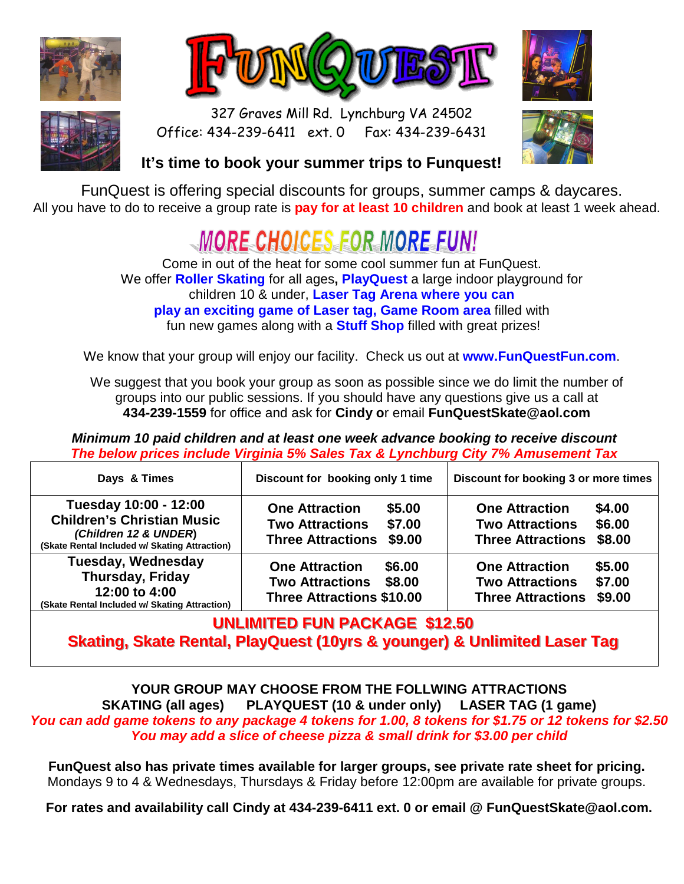# FunQuest

327 Graves Mill Rd. Lynchburg VA 24502
Office: 434-239-6411 ext. 0 Fax: 434-239-6431

**It's time to book your summer trips to Funquest!**

FunQuest is offering special discounts for groups, summer camps & daycares.
All you have to do to receive a group rate is **pay for at least 10 children** and book at least 1 week ahead.

## MORE CHOICES FOR MORE FUN!

Come in out of the heat for some cool summer fun at FunQuest.
We offer **Roller Skating** for all ages**, PlayQuest** a large indoor playground for children 10 & under, **Laser Tag Arena where you can play an exciting game of Laser tag, Game Room area** filled with fun new games along with a **Stuff Shop** filled with great prizes!

We know that your group will enjoy our facility. Check us out at **www.FunQuestFun.com**.

We suggest that you book your group as soon as possible since we do limit the number of groups into our public sessions. If you should have any questions give us a call at **434-239-1559** for office and ask for **Cindy o**r email **FunQuestSkate@aol.com**

***Minimum 10 paid children and at least one week advance booking to receive discount***
***The below prices include Virginia 5% Sales Tax & Lynchburg City 7% Amusement Tax***

| Days & Times | Discount for booking only 1 time | Discount for booking 3 or more times |
|---|---|---|
| **Tuesday 10:00 - 12:00**<br>**Children's Christian Music**<br>***(Children 12 & UNDER)***<br>**(Skate Rental Included w/ Skating Attraction)** | **One Attraction $5.00**<br>**Two Attractions $7.00**<br>**Three Attractions $9.00** | **One Attraction $4.00**<br>**Two Attractions $6.00**<br>**Three Attractions $8.00** |
| **Tuesday, Wednesday**<br>**Thursday, Friday**<br>**12:00 to 4:00**<br>**(Skate Rental Included w/ Skating Attraction)** | **One Attraction $6.00**<br>**Two Attractions $8.00**<br>**Three Attractions $10.00** | **One Attraction $5.00**<br>**Two Attractions $7.00**<br>**Three Attractions $9.00** |
| **UNLIMITED FUN PACKAGE $12.50**<br>**Skating, Skate Rental, PlayQuest (10yrs & younger) & Unlimited Laser Tag** | | |

**YOUR GROUP MAY CHOOSE FROM THE FOLLWING ATTRACTIONS**
**SKATING (all ages) PLAYQUEST (10 & under only) LASER TAG (1 game)**
***You can add game tokens to any package 4 tokens for 1.00, 8 tokens for $1.75 or 12 tokens for $2.50***
***You may add a slice of cheese pizza & small drink for $3.00 per child***

**FunQuest also has private times available for larger groups, see private rate sheet for pricing.**
Mondays 9 to 4 & Wednesdays, Thursdays & Friday before 12:00pm are available for private groups.

**For rates and availability call Cindy at 434-239-6411 ext. 0 or email @ FunQuestSkate@aol.com.**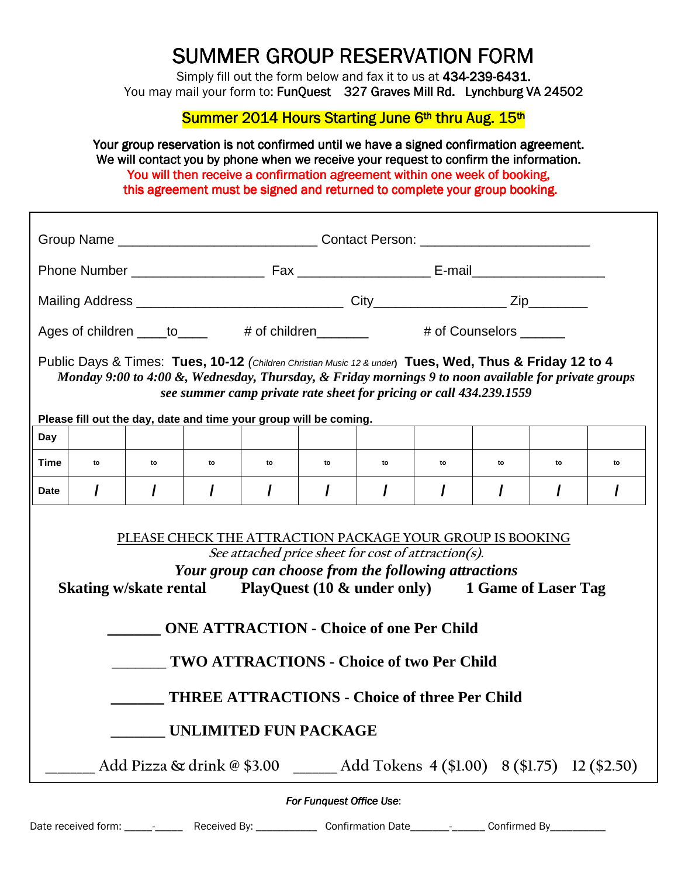# SUMMER GROUP RESERVATION FORM

Simply fill out the form below and fax it to us at **434-239-6431.**
You may mail your form to: **FunQuest 327 Graves Mill Rd. Lynchburg VA 24502**

**Summer 2014 Hours Starting June 6th thru Aug. 15th**

**Your group reservation is not confirmed until we have a signed confirmation agreement.**
**We will contact you by phone when we receive your request to confirm the information.**
**You will then receive a confirmation agreement within one week of booking, this agreement must be signed and returned to complete your group booking.**

Group Name ___________________________ Contact Person: _______________________

Phone Number __________________ Fax __________________ E-mail__________________

Mailing Address ____________________________ City__________________ Zip________

Ages of children ____to____ # of children_______ # of Counselors ______

Public Days & Times: **Tues, 10-12** (*Children Christian Music 12 & under*) **Tues, Wed, Thus & Friday 12 to 4**
***Monday 9:00 to 4:00 &, Wednesday, Thursday, & Friday mornings 9 to noon available for private groups***
***see summer camp private rate sheet for pricing or call 434.239.1559***

**Please fill out the day, date and time your group will be coming.**

| | | | | | | | | | | |
|---|---|---|---|---|---|---|---|---|---|---|
| **Day** | | | | | | | | | | |
| **Time** | to | to | to | to | to | to | to | to | to | to |
| **Date** | / | / | / | / | / | / | / | / | / | / |

PLEASE CHECK THE ATTRACTION PACKAGE YOUR GROUP IS BOOKING

*See attached price sheet for cost of attraction(s).*

***Your group can choose from the following attractions***

**Skating w/skate rental PlayQuest (10 & under only) 1 Game of Laser Tag**

_______ **ONE ATTRACTION - Choice of one Per Child**

_______ **TWO ATTRACTIONS - Choice of two Per Child**

_______ **THREE ATTRACTIONS - Choice of three Per Child**

_______ **UNLIMITED FUN PACKAGE**

______ Add Pizza & drink @ $3.00 ______ Add Tokens 4 ($1.00) 8 ($1.75) 12 ($2.50)

*For Funquest Office Use*:

Date received form: _____-_____ Received By: ___________ Confirmation Date_______-______ Confirmed By__________